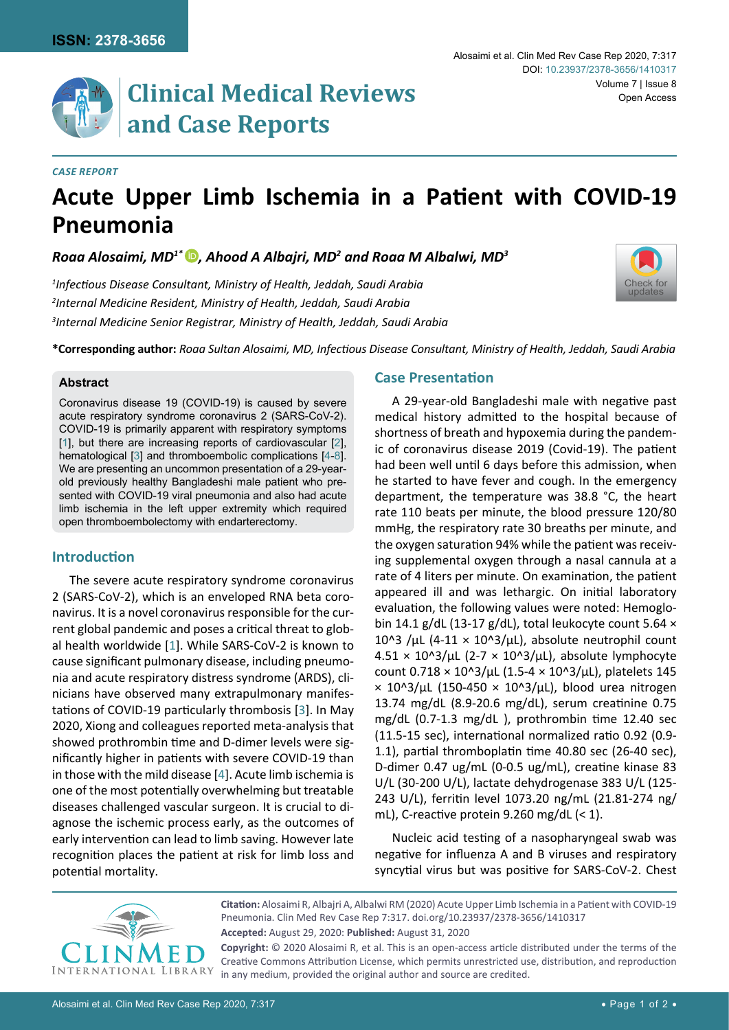*CASE REPORT*

# Acute Upper Limb Ischemia in a Patient with COVID-19 Pneumonia

***Roaa Alosaimi, MD[1*], Ahood A Albajri, MD[2] and Roaa M Albalwi, MD[3]***

[1]*Infectious Disease Consultant, Ministry of Health, Jeddah, Saudi Arabia*

[2]*Internal Medicine Resident, Ministry of Health, Jeddah, Saudi Arabia*

[3]*Internal Medicine Senior Registrar, Ministry of Health, Jeddah, Saudi Arabia*

**\*Corresponding author:** *Roaa Sultan Alosaimi, MD, Infectious Disease Consultant, Ministry of Health, Jeddah, Saudi Arabia*

### Abstract

Coronavirus disease 19 (COVID-19) is caused by severe acute respiratory syndrome coronavirus 2 (SARS-CoV-2). COVID-19 is primarily apparent with respiratory symptoms [1], but there are increasing reports of cardiovascular [2], hematological [3] and thromboembolic complications [4-8]. We are presenting an uncommon presentation of a 29-year-old previously healthy Bangladeshi male patient who presented with COVID-19 viral pneumonia and also had acute limb ischemia in the left upper extremity which required open thromboembolectomy with endarterectomy.

## Introduction

The severe acute respiratory syndrome coronavirus 2 (SARS-CoV-2), which is an enveloped RNA beta coronavirus. It is a novel coronavirus responsible for the current global pandemic and poses a critical threat to global health worldwide [1]. While SARS-CoV-2 is known to cause significant pulmonary disease, including pneumonia and acute respiratory distress syndrome (ARDS), clinicians have observed many extrapulmonary manifestations of COVID-19 particularly thrombosis [3]. In May 2020, Xiong and colleagues reported meta-analysis that showed prothrombin time and D-dimer levels were significantly higher in patients with severe COVID-19 than in those with the mild disease [4]. Acute limb ischemia is one of the most potentially overwhelming but treatable diseases challenged vascular surgeon. It is crucial to diagnose the ischemic process early, as the outcomes of early intervention can lead to limb saving. However late recognition places the patient at risk for limb loss and potential mortality.

## Case Presentation

A 29-year-old Bangladeshi male with negative past medical history admitted to the hospital because of shortness of breath and hypoxemia during the pandemic of coronavirus disease 2019 (Covid-19). The patient had been well until 6 days before this admission, when he started to have fever and cough. In the emergency department, the temperature was 38.8 °C, the heart rate 110 beats per minute, the blood pressure 120/80 mmHg, the respiratory rate 30 breaths per minute, and the oxygen saturation 94% while the patient was receiving supplemental oxygen through a nasal cannula at a rate of 4 liters per minute. On examination, the patient appeared ill and was lethargic. On initial laboratory evaluation, the following values were noted: Hemoglobin 14.1 g/dL (13-17 g/dL), total leukocyte count 5.64 × 10^3 /μL (4-11 × 10^3/μL), absolute neutrophil count 4.51 × 10^3/μL (2-7 × 10^3/μL), absolute lymphocyte count 0.718 × 10^3/μL (1.5-4 × 10^3/μL), platelets 145 × 10^3/μL (150-450 × 10^3/μL), blood urea nitrogen 13.74 mg/dL (8.9-20.6 mg/dL), serum creatinine 0.75 mg/dL (0.7-1.3 mg/dL ), prothrombin time 12.40 sec (11.5-15 sec), international normalized ratio 0.92 (0.9-1.1), partial thromboplatin time 40.80 sec (26-40 sec), D-dimer 0.47 ug/mL (0-0.5 ug/mL), creatine kinase 83 U/L (30-200 U/L), lactate dehydrogenase 383 U/L (125-243 U/L), ferritin level 1073.20 ng/mL (21.81-274 ng/mL), C-reactive protein 9.260 mg/dL (< 1).

Nucleic acid testing of a nasopharyngeal swab was negative for influenza A and B viruses and respiratory syncytial virus but was positive for SARS-CoV-2. Chest

**Citation:** Alosaimi R, Albajri A, Albalwi RM (2020) Acute Upper Limb Ischemia in a Patient with COVID-19 Pneumonia. Clin Med Rev Case Rep 7:317. doi.org/10.23937/2378-3656/1410317

**Accepted:** August 29, 2020: **Published:** August 31, 2020

**Copyright:** © 2020 Alosaimi R, et al. This is an open-access article distributed under the terms of the Creative Commons Attribution License, which permits unrestricted use, distribution, and reproduction in any medium, provided the original author and source are credited.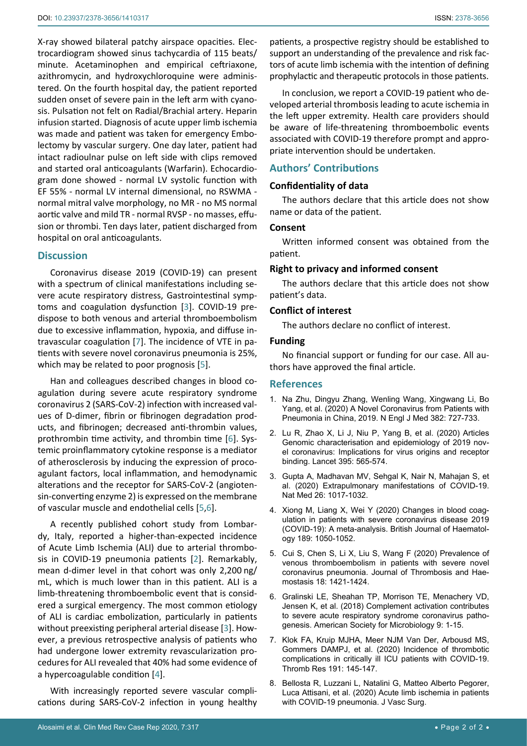X-ray showed bilateral patchy airspace opacities. Electrocardiogram showed sinus tachycardia of 115 beats/minute. Acetaminophen and empirical ceftriaxone, azithromycin, and hydroxychloroquine were administered. On the fourth hospital day, the patient reported sudden onset of severe pain in the left arm with cyanosis. Pulsation not felt on Radial/Brachial artery. Heparin infusion started. Diagnosis of acute upper limb ischemia was made and patient was taken for emergency Embolectomy by vascular surgery. One day later, patient had intact radioulnar pulse on left side with clips removed and started oral anticoagulants (Warfarin). Echocardiogram done showed - normal LV systolic function with EF 55% - normal LV internal dimensional, no RSWMA - normal mitral valve morphology, no MR - no MS normal aortic valve and mild TR - normal RVSP - no masses, effusion or thrombi. Ten days later, patient discharged from hospital on oral anticoagulants.

## Discussion

Coronavirus disease 2019 (COVID-19) can present with a spectrum of clinical manifestations including severe acute respiratory distress, Gastrointestinal symptoms and coagulation dysfunction [3]. COVID-19 predispose to both venous and arterial thromboembolism due to excessive inflammation, hypoxia, and diffuse intravascular coagulation [7]. The incidence of VTE in patients with severe novel coronavirus pneumonia is 25%, which may be related to poor prognosis [5].

Han and colleagues described changes in blood coagulation during severe acute respiratory syndrome coronavirus 2 (SARS-CoV-2) infection with increased values of D-dimer, fibrin or fibrinogen degradation products, and fibrinogen; decreased anti-thrombin values, prothrombin time activity, and thrombin time [6]. Systemic proinflammatory cytokine response is a mediator of atherosclerosis by inducing the expression of procoagulant factors, local inflammation, and hemodynamic alterations and the receptor for SARS-CoV-2 (angiotensin-converting enzyme 2) is expressed on the membrane of vascular muscle and endothelial cells [5,6].

A recently published cohort study from Lombardy, Italy, reported a higher-than-expected incidence of Acute Limb Ischemia (ALI) due to arterial thrombosis in COVID-19 pneumonia patients [2]. Remarkably, mean d-dimer level in that cohort was only 2,200 ng/mL, which is much lower than in this patient. ALI is a limb-threatening thromboembolic event that is considered a surgical emergency. The most common etiology of ALI is cardiac embolization, particularly in patients without preexisting peripheral arterial disease [3]. However, a previous retrospective analysis of patients who had undergone lower extremity revascularization procedures for ALI revealed that 40% had some evidence of a hypercoagulable condition [4].

With increasingly reported severe vascular complications during SARS-CoV-2 infection in young healthy patients, a prospective registry should be established to support an understanding of the prevalence and risk factors of acute limb ischemia with the intention of defining prophylactic and therapeutic protocols in those patients.

In conclusion, we report a COVID-19 patient who developed arterial thrombosis leading to acute ischemia in the left upper extremity. Health care providers should be aware of life-threatening thromboembolic events associated with COVID-19 therefore prompt and appropriate intervention should be undertaken.

## Authors' Contributions

### Confidentiality of data

The authors declare that this article does not show name or data of the patient.

### Consent

Written informed consent was obtained from the patient.

### Right to privacy and informed consent

The authors declare that this article does not show patient's data.

### Conflict of interest

The authors declare no conflict of interest.

### Funding

No financial support or funding for our case. All authors have approved the final article.

## References

1. Na Zhu, Dingyu Zhang, Wenling Wang, Xingwang Li, Bo Yang, et al. (2020) A Novel Coronavirus from Patients with Pneumonia in China, 2019. N Engl J Med 382: 727-733.
2. Lu R, Zhao X, Li J, Niu P, Yang B, et al. (2020) Articles Genomic characterisation and epidemiology of 2019 novel coronavirus: Implications for virus origins and receptor binding. Lancet 395: 565-574.
3. Gupta A, Madhavan MV, Sehgal K, Nair N, Mahajan S, et al. (2020) Extrapulmonary manifestations of COVID-19. Nat Med 26: 1017-1032.
4. Xiong M, Liang X, Wei Y (2020) Changes in blood coagulation in patients with severe coronavirus disease 2019 (COVID-19): A meta-analysis. British Journal of Haematology 189: 1050-1052.
5. Cui S, Chen S, Li X, Liu S, Wang F (2020) Prevalence of venous thromboembolism in patients with severe novel coronavirus pneumonia. Journal of Thrombosis and Haemostasis 18: 1421-1424.
6. Gralinski LE, Sheahan TP, Morrison TE, Menachery VD, Jensen K, et al. (2018) Complement activation contributes to severe acute respiratory syndrome coronavirus pathogenesis. American Society for Microbiology 9: 1-15.
7. Klok FA, Kruip MJHA, Meer NJM Van Der, Arbousd MS, Gommers DAMPJ, et al. (2020) Incidence of thrombotic complications in critically ill ICU patients with COVID-19. Thromb Res 191: 145-147.
8. Bellosta R, Luzzani L, Natalini G, Matteo Alberto Pegorer, Luca Attisani, et al. (2020) Acute limb ischemia in patients with COVID-19 pneumonia. J Vasc Surg.